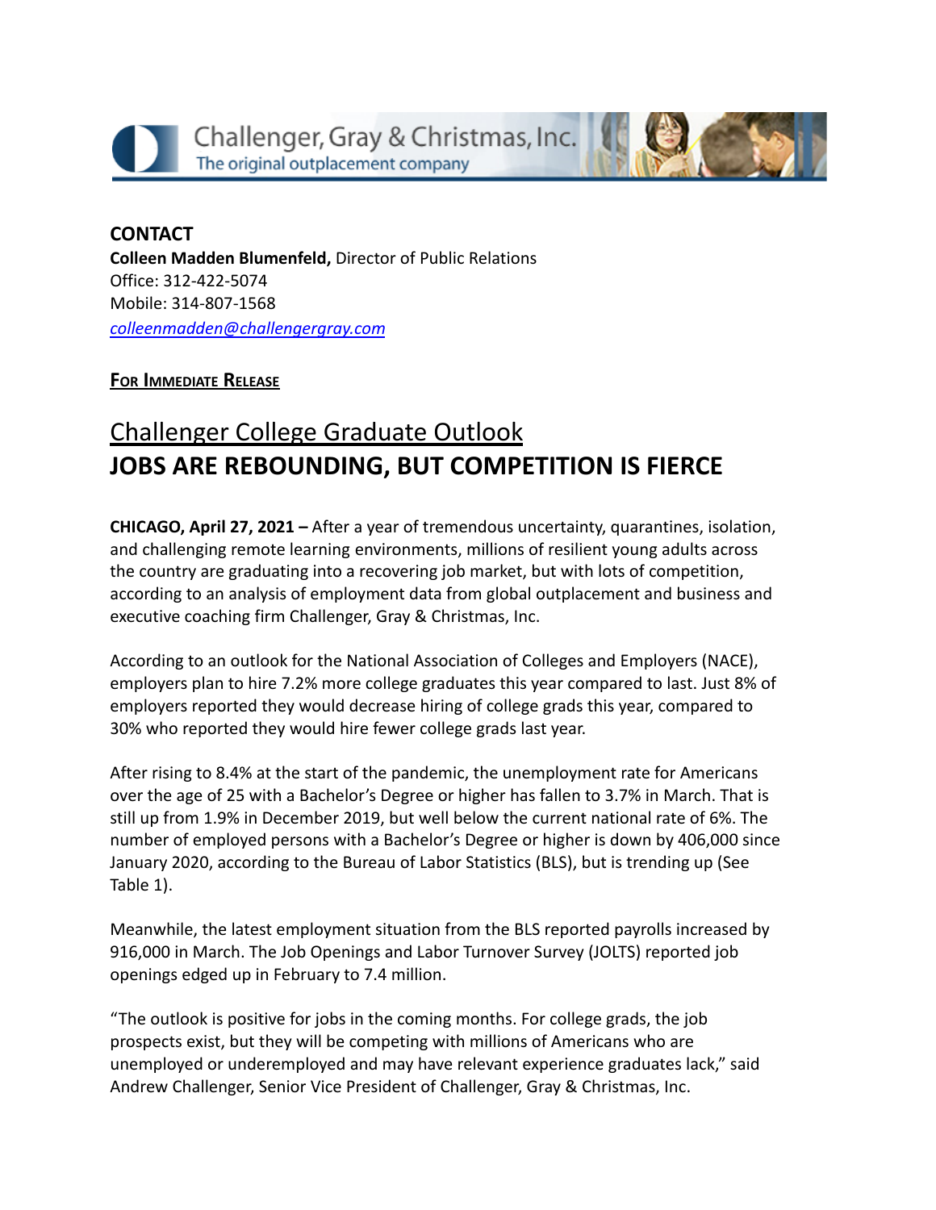Challenger, Gray & Christmas, Inc.
The original outplacement company

**CONTACT**
**Colleen Madden Blumenfeld,** Director of Public Relations
Office: 312-422-5074
Mobile: 314-807-1568
*colleenmadden@challengergray.com*

**FOR IMMEDIATE RELEASE**

## Challenger College Graduate Outlook
# JOBS ARE REBOUNDING, BUT COMPETITION IS FIERCE

**CHICAGO, April 27, 2021 –** After a year of tremendous uncertainty, quarantines, isolation, and challenging remote learning environments, millions of resilient young adults across the country are graduating into a recovering job market, but with lots of competition, according to an analysis of employment data from global outplacement and business and executive coaching firm Challenger, Gray & Christmas, Inc.

According to an outlook for the National Association of Colleges and Employers (NACE), employers plan to hire 7.2% more college graduates this year compared to last. Just 8% of employers reported they would decrease hiring of college grads this year, compared to 30% who reported they would hire fewer college grads last year.

After rising to 8.4% at the start of the pandemic, the unemployment rate for Americans over the age of 25 with a Bachelor's Degree or higher has fallen to 3.7% in March. That is still up from 1.9% in December 2019, but well below the current national rate of 6%. The number of employed persons with a Bachelor's Degree or higher is down by 406,000 since January 2020, according to the Bureau of Labor Statistics (BLS), but is trending up (See Table 1).

Meanwhile, the latest employment situation from the BLS reported payrolls increased by 916,000 in March. The Job Openings and Labor Turnover Survey (JOLTS) reported job openings edged up in February to 7.4 million.

"The outlook is positive for jobs in the coming months. For college grads, the job prospects exist, but they will be competing with millions of Americans who are unemployed or underemployed and may have relevant experience graduates lack," said Andrew Challenger, Senior Vice President of Challenger, Gray & Christmas, Inc.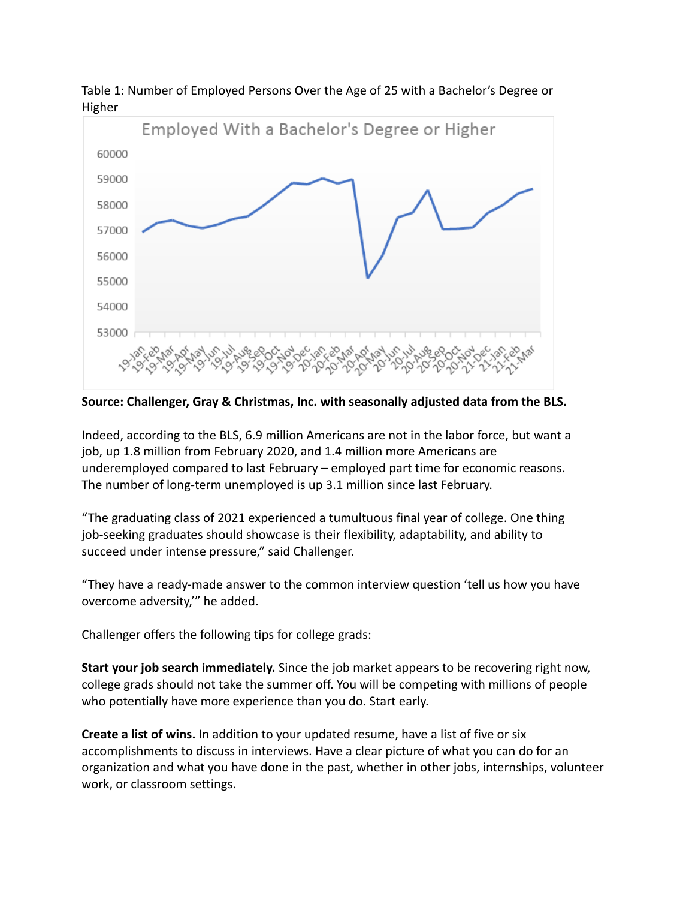Table 1: Number of Employed Persons Over the Age of 25 with a Bachelor's Degree or Higher

**Source: Challenger, Gray & Christmas, Inc. with seasonally adjusted data from the BLS.**

Indeed, according to the BLS, 6.9 million Americans are not in the labor force, but want a job, up 1.8 million from February 2020, and 1.4 million more Americans are underemployed compared to last February – employed part time for economic reasons. The number of long-term unemployed is up 3.1 million since last February.

"The graduating class of 2021 experienced a tumultuous final year of college. One thing job-seeking graduates should showcase is their flexibility, adaptability, and ability to succeed under intense pressure," said Challenger.

"They have a ready-made answer to the common interview question 'tell us how you have overcome adversity,'" he added.

Challenger offers the following tips for college grads:

**Start your job search immediately.** Since the job market appears to be recovering right now, college grads should not take the summer off. You will be competing with millions of people who potentially have more experience than you do. Start early.

**Create a list of wins.** In addition to your updated resume, have a list of five or six accomplishments to discuss in interviews. Have a clear picture of what you can do for an organization and what you have done in the past, whether in other jobs, internships, volunteer work, or classroom settings.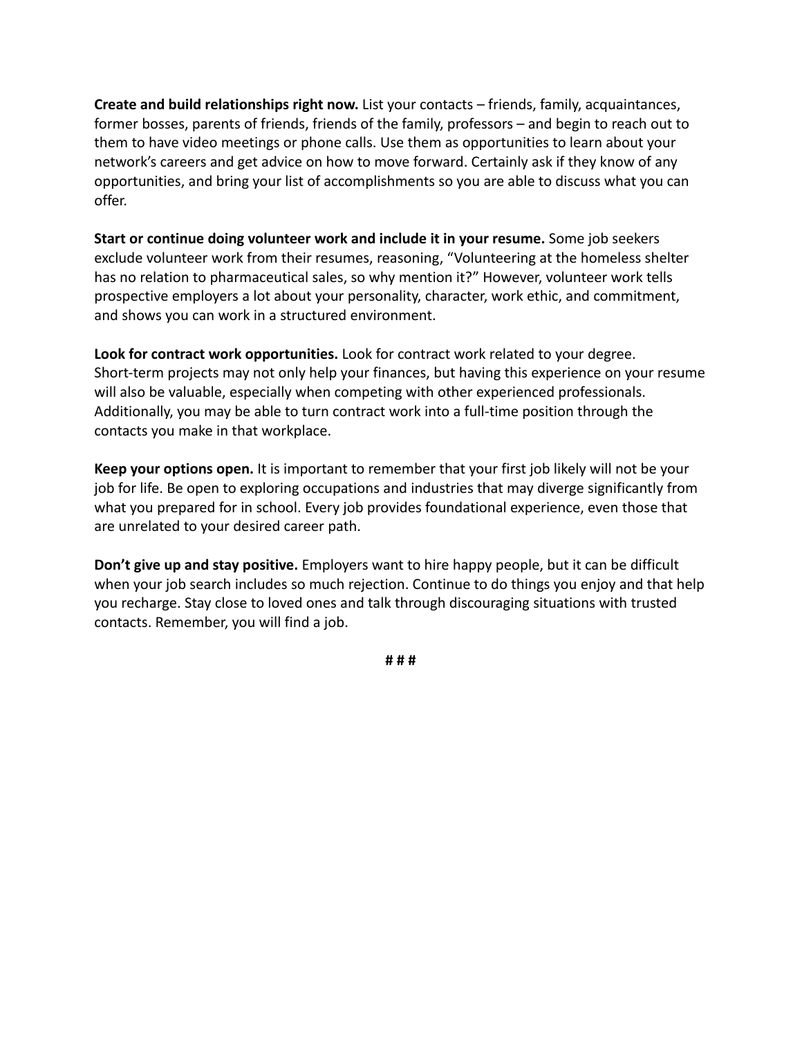**Create and build relationships right now.** List your contacts – friends, family, acquaintances, former bosses, parents of friends, friends of the family, professors – and begin to reach out to them to have video meetings or phone calls. Use them as opportunities to learn about your network's careers and get advice on how to move forward. Certainly ask if they know of any opportunities, and bring your list of accomplishments so you are able to discuss what you can offer.

**Start or continue doing volunteer work and include it in your resume.** Some job seekers exclude volunteer work from their resumes, reasoning, "Volunteering at the homeless shelter has no relation to pharmaceutical sales, so why mention it?" However, volunteer work tells prospective employers a lot about your personality, character, work ethic, and commitment, and shows you can work in a structured environment.

**Look for contract work opportunities.** Look for contract work related to your degree. Short-term projects may not only help your finances, but having this experience on your resume will also be valuable, especially when competing with other experienced professionals. Additionally, you may be able to turn contract work into a full-time position through the contacts you make in that workplace.

**Keep your options open.** It is important to remember that your first job likely will not be your job for life. Be open to exploring occupations and industries that may diverge significantly from what you prepared for in school. Every job provides foundational experience, even those that are unrelated to your desired career path.

**Don't give up and stay positive.** Employers want to hire happy people, but it can be difficult when your job search includes so much rejection. Continue to do things you enjoy and that help you recharge. Stay close to loved ones and talk through discouraging situations with trusted contacts. Remember, you will find a job.

**# # #**